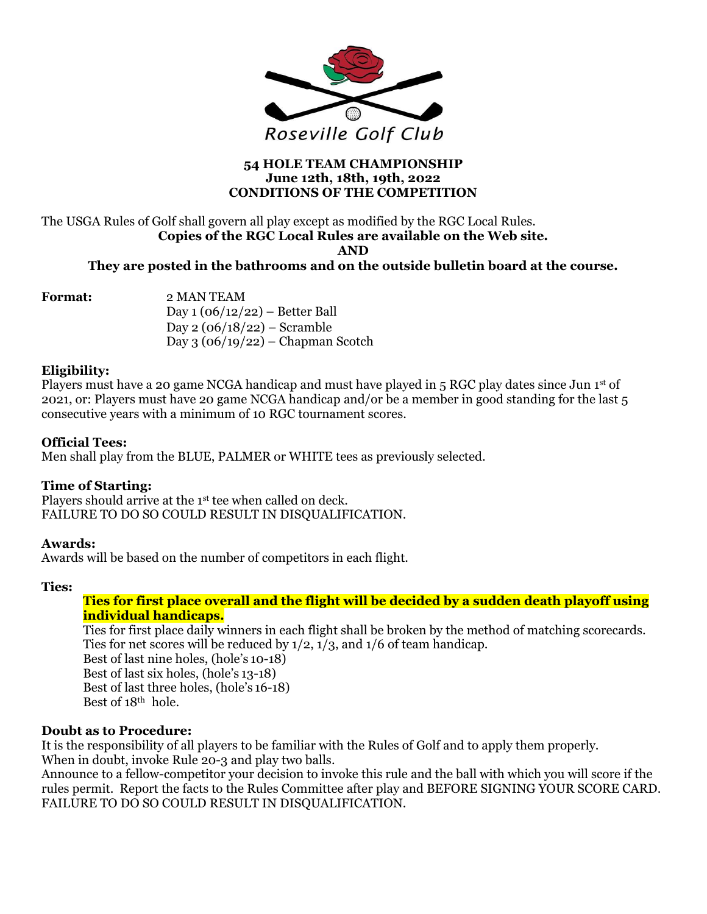Roseville Golf Club

## 54 HOLE TEAM CHAMPIONSHIP
## June 12th, 18th, 19th, 2022
## CONDITIONS OF THE COMPETITION

The USGA Rules of Golf shall govern all play except as modified by the RGC Local Rules.

**Copies of the RGC Local Rules are available on the Web site.**

**AND**

**They are posted in the bathrooms and on the outside bulletin board at the course.**

**Format:** 2 MAN TEAM
Day 1 (06/12/22) – Better Ball
Day 2 (06/18/22) – Scramble
Day 3 (06/19/22) – Chapman Scotch

**Eligibility:**
Players must have a 20 game NCGA handicap and must have played in 5 RGC play dates since Jun 1st of 2021, or: Players must have 20 game NCGA handicap and/or be a member in good standing for the last 5 consecutive years with a minimum of 10 RGC tournament scores.

**Official Tees:**
Men shall play from the BLUE, PALMER or WHITE tees as previously selected.

**Time of Starting:**
Players should arrive at the 1st tee when called on deck.
FAILURE TO DO SO COULD RESULT IN DISQUALIFICATION.

**Awards:**
Awards will be based on the number of competitors in each flight.

**Ties:**

**Ties for first place overall and the flight will be decided by a sudden death playoff using individual handicaps.**

Ties for first place daily winners in each flight shall be broken by the method of matching scorecards.
Ties for net scores will be reduced by 1/2, 1/3, and 1/6 of team handicap.
Best of last nine holes, (hole's 10-18)
Best of last six holes, (hole's 13-18)
Best of last three holes, (hole's 16-18)
Best of 18th hole.

**Doubt as to Procedure:**
It is the responsibility of all players to be familiar with the Rules of Golf and to apply them properly.
When in doubt, invoke Rule 20-3 and play two balls.
Announce to a fellow-competitor your decision to invoke this rule and the ball with which you will score if the rules permit. Report the facts to the Rules Committee after play and BEFORE SIGNING YOUR SCORE CARD. FAILURE TO DO SO COULD RESULT IN DISQUALIFICATION.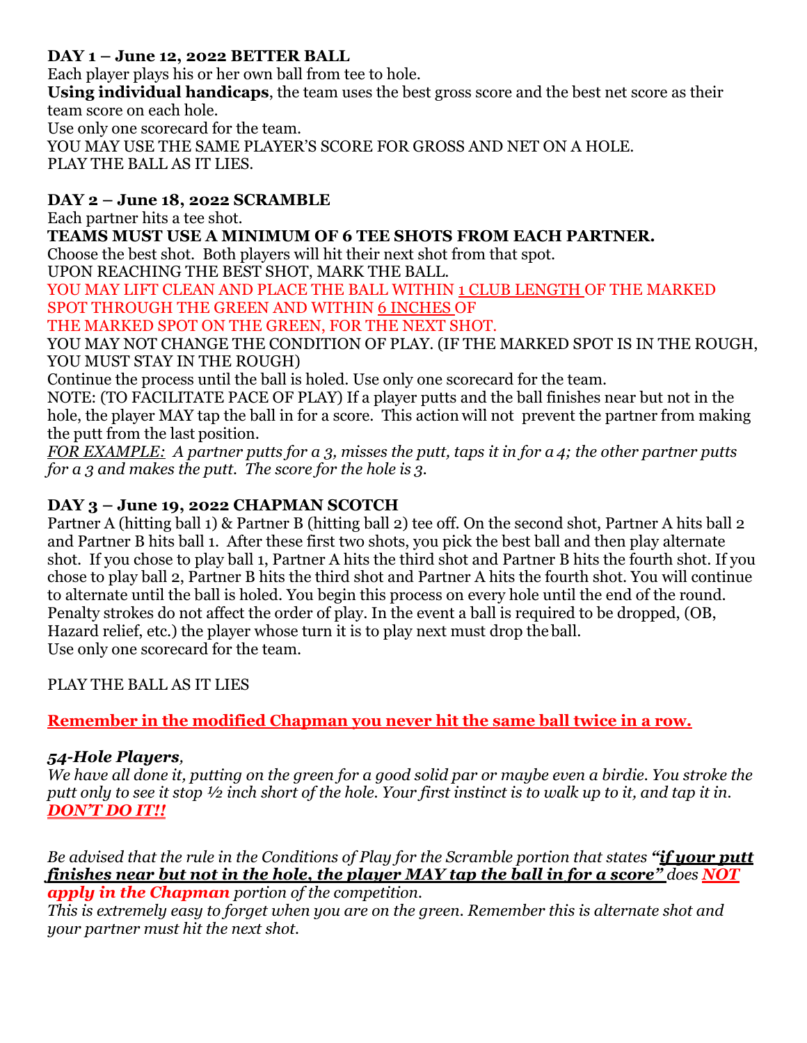**DAY 1 – June 12, 2022 BETTER BALL**
Each player plays his or her own ball from tee to hole.
**Using individual handicaps**, the team uses the best gross score and the best net score as their team score on each hole.
Use only one scorecard for the team.
YOU MAY USE THE SAME PLAYER'S SCORE FOR GROSS AND NET ON A HOLE.
PLAY THE BALL AS IT LIES.

**DAY 2 – June 18, 2022 SCRAMBLE**
Each partner hits a tee shot.
**TEAMS MUST USE A MINIMUM OF 6 TEE SHOTS FROM EACH PARTNER.**
Choose the best shot. Both players will hit their next shot from that spot.
UPON REACHING THE BEST SHOT, MARK THE BALL.
YOU MAY LIFT CLEAN AND PLACE THE BALL WITHIN 1 CLUB LENGTH OF THE MARKED SPOT THROUGH THE GREEN AND WITHIN 6 INCHES OF THE MARKED SPOT ON THE GREEN, FOR THE NEXT SHOT.
YOU MAY NOT CHANGE THE CONDITION OF PLAY. (IF THE MARKED SPOT IS IN THE ROUGH, YOU MUST STAY IN THE ROUGH)
Continue the process until the ball is holed. Use only one scorecard for the team.
NOTE: (TO FACILITATE PACE OF PLAY) If a player putts and the ball finishes near but not in the hole, the player MAY tap the ball in for a score. This action will not prevent the partner from making the putt from the last position.
*FOR EXAMPLE: A partner putts for a 3, misses the putt, taps it in for a 4; the other partner putts for a 3 and makes the putt. The score for the hole is 3.*

**DAY 3 – June 19, 2022 CHAPMAN SCOTCH**
Partner A (hitting ball 1) & Partner B (hitting ball 2) tee off. On the second shot, Partner A hits ball 2 and Partner B hits ball 1. After these first two shots, you pick the best ball and then play alternate shot. If you chose to play ball 1, Partner A hits the third shot and Partner B hits the fourth shot. If you chose to play ball 2, Partner B hits the third shot and Partner A hits the fourth shot. You will continue to alternate until the ball is holed. You begin this process on every hole until the end of the round. Penalty strokes do not affect the order of play. In the event a ball is required to be dropped, (OB, Hazard relief, etc.) the player whose turn it is to play next must drop the ball.
Use only one scorecard for the team.

PLAY THE BALL AS IT LIES

**Remember in the modified Chapman you never hit the same ball twice in a row.**

***54-Hole Players**,*
*We have all done it, putting on the green for a good solid par or maybe even a birdie. You stroke the putt only to see it stop ½ inch short of the hole. Your first instinct is to walk up to it, and tap it in.* ***DON'T DO IT!!***

*Be advised that the rule in the Conditions of Play for the Scramble portion that states* ***"if your putt finishes near but not in the hole, the player MAY tap the ball in for a score"*** *does* ***NOT apply in the Chapman*** *portion of the competition.*
*This is extremely easy to forget when you are on the green. Remember this is alternate shot and your partner must hit the next shot.*